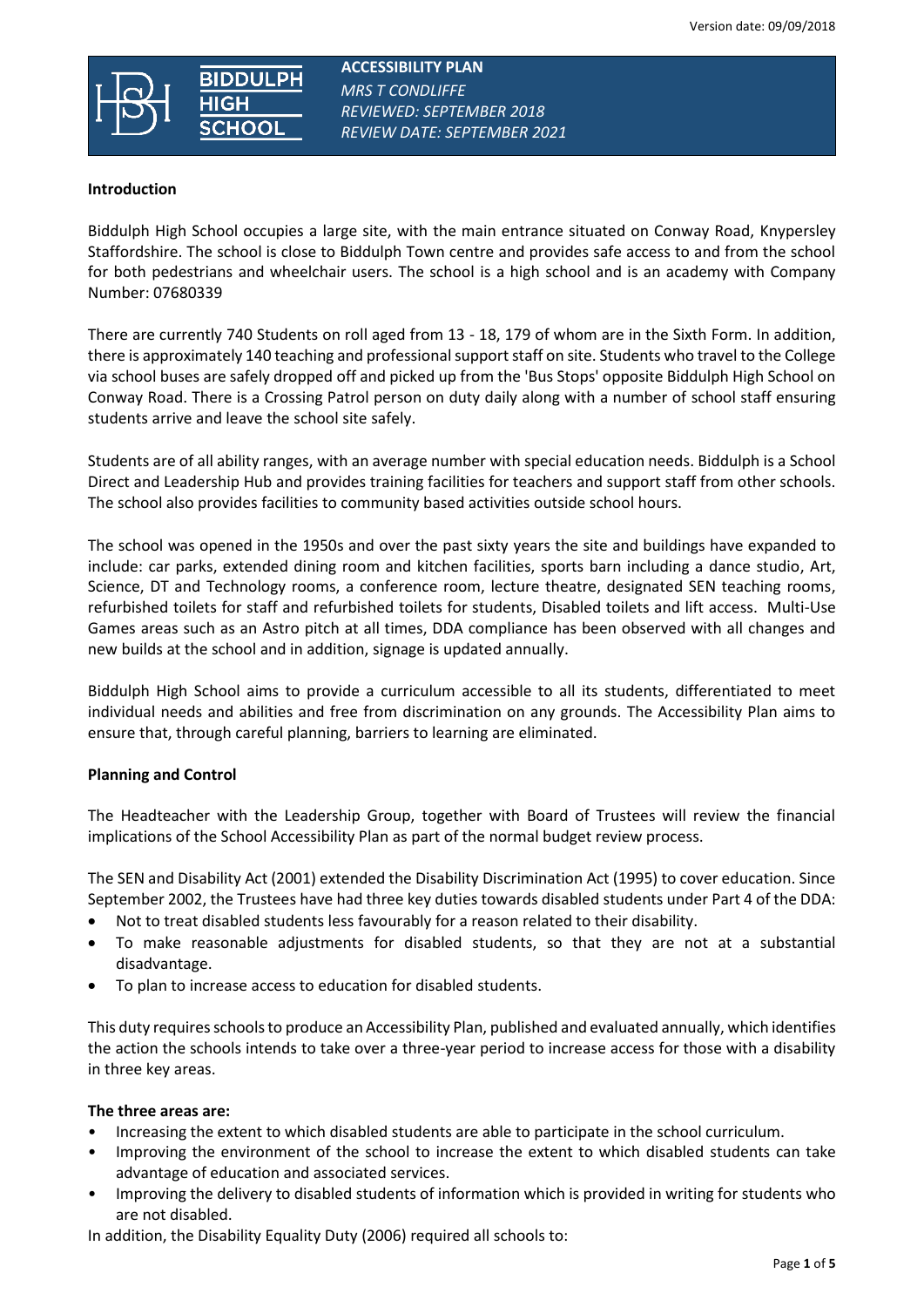Version date: 09/09/2018

**BIDDULPH HIGH SCHOOL**

**ACCESSIBILITY PLAN**
*MRS T CONDLIFFE*
*REVIEWED: SEPTEMBER 2018*
*REVIEW DATE: SEPTEMBER 2021*

**Introduction**

Biddulph High School occupies a large site, with the main entrance situated on Conway Road, Knypersley Staffordshire. The school is close to Biddulph Town centre and provides safe access to and from the school for both pedestrians and wheelchair users. The school is a high school and is an academy with Company Number: 07680339

There are currently 740 Students on roll aged from 13 - 18, 179 of whom are in the Sixth Form. In addition, there is approximately 140 teaching and professional support staff on site. Students who travel to the College via school buses are safely dropped off and picked up from the 'Bus Stops' opposite Biddulph High School on Conway Road. There is a Crossing Patrol person on duty daily along with a number of school staff ensuring students arrive and leave the school site safely.

Students are of all ability ranges, with an average number with special education needs. Biddulph is a School Direct and Leadership Hub and provides training facilities for teachers and support staff from other schools. The school also provides facilities to community based activities outside school hours.

The school was opened in the 1950s and over the past sixty years the site and buildings have expanded to include: car parks, extended dining room and kitchen facilities, sports barn including a dance studio, Art, Science, DT and Technology rooms, a conference room, lecture theatre, designated SEN teaching rooms, refurbished toilets for staff and refurbished toilets for students, Disabled toilets and lift access. Multi-Use Games areas such as an Astro pitch at all times, DDA compliance has been observed with all changes and new builds at the school and in addition, signage is updated annually.

Biddulph High School aims to provide a curriculum accessible to all its students, differentiated to meet individual needs and abilities and free from discrimination on any grounds. The Accessibility Plan aims to ensure that, through careful planning, barriers to learning are eliminated.

**Planning and Control**

The Headteacher with the Leadership Group, together with Board of Trustees will review the financial implications of the School Accessibility Plan as part of the normal budget review process.

The SEN and Disability Act (2001) extended the Disability Discrimination Act (1995) to cover education. Since September 2002, the Trustees have had three key duties towards disabled students under Part 4 of the DDA:

- Not to treat disabled students less favourably for a reason related to their disability.
- To make reasonable adjustments for disabled students, so that they are not at a substantial disadvantage.
- To plan to increase access to education for disabled students.

This duty requires schools to produce an Accessibility Plan, published and evaluated annually, which identifies the action the schools intends to take over a three-year period to increase access for those with a disability in three key areas.

**The three areas are:**

- Increasing the extent to which disabled students are able to participate in the school curriculum.
- Improving the environment of the school to increase the extent to which disabled students can take advantage of education and associated services.
- Improving the delivery to disabled students of information which is provided in writing for students who are not disabled.

In addition, the Disability Equality Duty (2006) required all schools to: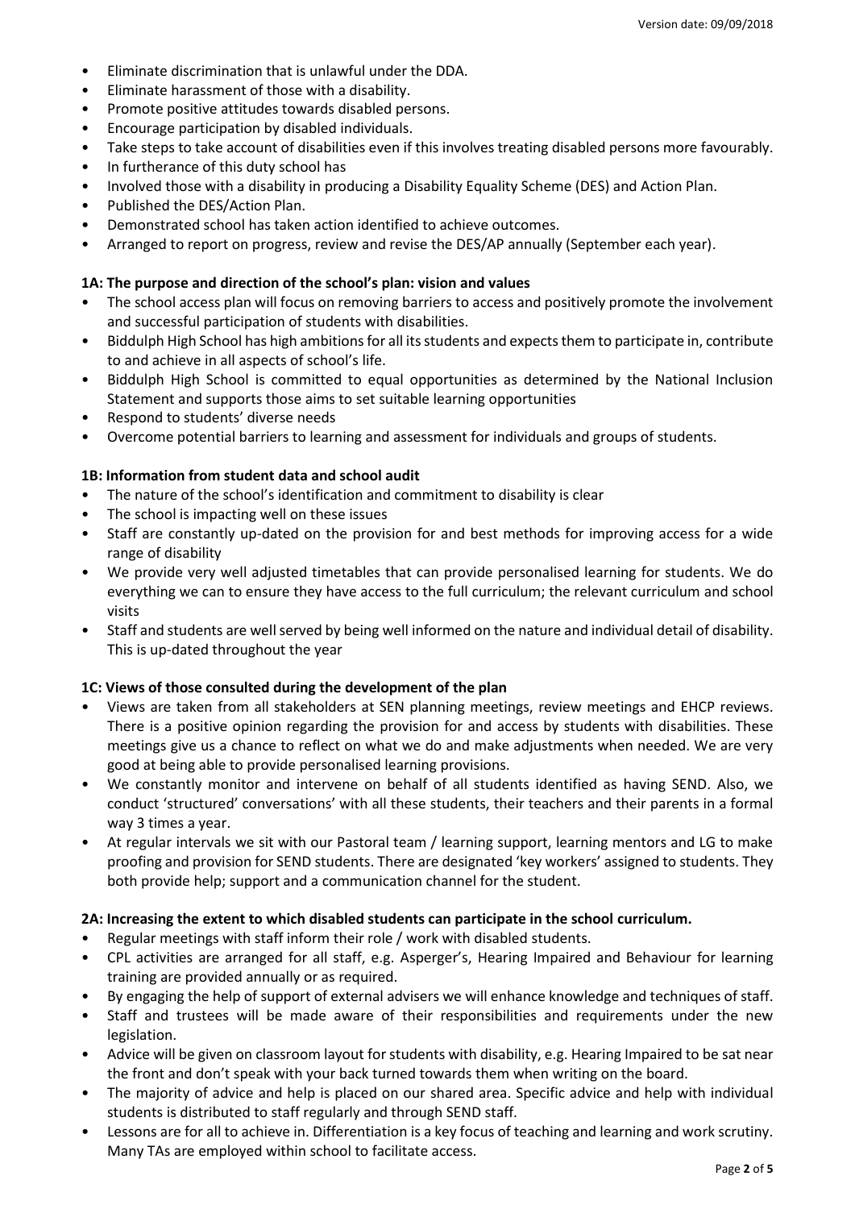- Eliminate discrimination that is unlawful under the DDA.
- Eliminate harassment of those with a disability.
- Promote positive attitudes towards disabled persons.
- Encourage participation by disabled individuals.
- Take steps to take account of disabilities even if this involves treating disabled persons more favourably.
- In furtherance of this duty school has
- Involved those with a disability in producing a Disability Equality Scheme (DES) and Action Plan.
- Published the DES/Action Plan.
- Demonstrated school has taken action identified to achieve outcomes.
- Arranged to report on progress, review and revise the DES/AP annually (September each year).

**1A: The purpose and direction of the school's plan: vision and values**

- The school access plan will focus on removing barriers to access and positively promote the involvement and successful participation of students with disabilities.
- Biddulph High School has high ambitions for all its students and expects them to participate in, contribute to and achieve in all aspects of school's life.
- Biddulph High School is committed to equal opportunities as determined by the National Inclusion Statement and supports those aims to set suitable learning opportunities
- Respond to students' diverse needs
- Overcome potential barriers to learning and assessment for individuals and groups of students.

**1B: Information from student data and school audit**

- The nature of the school's identification and commitment to disability is clear
- The school is impacting well on these issues
- Staff are constantly up-dated on the provision for and best methods for improving access for a wide range of disability
- We provide very well adjusted timetables that can provide personalised learning for students. We do everything we can to ensure they have access to the full curriculum; the relevant curriculum and school visits
- Staff and students are well served by being well informed on the nature and individual detail of disability. This is up-dated throughout the year

**1C: Views of those consulted during the development of the plan**

- Views are taken from all stakeholders at SEN planning meetings, review meetings and EHCP reviews. There is a positive opinion regarding the provision for and access by students with disabilities. These meetings give us a chance to reflect on what we do and make adjustments when needed. We are very good at being able to provide personalised learning provisions.
- We constantly monitor and intervene on behalf of all students identified as having SEND. Also, we conduct 'structured' conversations' with all these students, their teachers and their parents in a formal way 3 times a year.
- At regular intervals we sit with our Pastoral team / learning support, learning mentors and LG to make proofing and provision for SEND students. There are designated 'key workers' assigned to students. They both provide help; support and a communication channel for the student.

**2A: Increasing the extent to which disabled students can participate in the school curriculum.**

- Regular meetings with staff inform their role / work with disabled students.
- CPL activities are arranged for all staff, e.g. Asperger's, Hearing Impaired and Behaviour for learning training are provided annually or as required.
- By engaging the help of support of external advisers we will enhance knowledge and techniques of staff.
- Staff and trustees will be made aware of their responsibilities and requirements under the new legislation.
- Advice will be given on classroom layout for students with disability, e.g. Hearing Impaired to be sat near the front and don't speak with your back turned towards them when writing on the board.
- The majority of advice and help is placed on our shared area. Specific advice and help with individual students is distributed to staff regularly and through SEND staff.
- Lessons are for all to achieve in. Differentiation is a key focus of teaching and learning and work scrutiny. Many TAs are employed within school to facilitate access.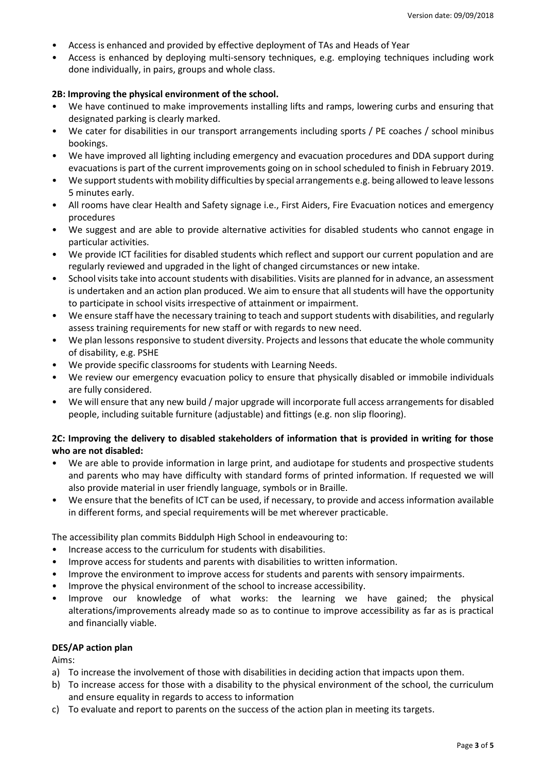- Access is enhanced and provided by effective deployment of TAs and Heads of Year
- Access is enhanced by deploying multi-sensory techniques, e.g. employing techniques including work done individually, in pairs, groups and whole class.

**2B: Improving the physical environment of the school.**

- We have continued to make improvements installing lifts and ramps, lowering curbs and ensuring that designated parking is clearly marked.
- We cater for disabilities in our transport arrangements including sports / PE coaches / school minibus bookings.
- We have improved all lighting including emergency and evacuation procedures and DDA support during evacuations is part of the current improvements going on in school scheduled to finish in February 2019.
- We support students with mobility difficulties by special arrangements e.g. being allowed to leave lessons 5 minutes early.
- All rooms have clear Health and Safety signage i.e., First Aiders, Fire Evacuation notices and emergency procedures
- We suggest and are able to provide alternative activities for disabled students who cannot engage in particular activities.
- We provide ICT facilities for disabled students which reflect and support our current population and are regularly reviewed and upgraded in the light of changed circumstances or new intake.
- School visits take into account students with disabilities. Visits are planned for in advance, an assessment is undertaken and an action plan produced. We aim to ensure that all students will have the opportunity to participate in school visits irrespective of attainment or impairment.
- We ensure staff have the necessary training to teach and support students with disabilities, and regularly assess training requirements for new staff or with regards to new need.
- We plan lessons responsive to student diversity. Projects and lessons that educate the whole community of disability, e.g. PSHE
- We provide specific classrooms for students with Learning Needs.
- We review our emergency evacuation policy to ensure that physically disabled or immobile individuals are fully considered.
- We will ensure that any new build / major upgrade will incorporate full access arrangements for disabled people, including suitable furniture (adjustable) and fittings (e.g. non slip flooring).

**2C: Improving the delivery to disabled stakeholders of information that is provided in writing for those who are not disabled:**

- We are able to provide information in large print, and audiotape for students and prospective students and parents who may have difficulty with standard forms of printed information. If requested we will also provide material in user friendly language, symbols or in Braille.
- We ensure that the benefits of ICT can be used, if necessary, to provide and access information available in different forms, and special requirements will be met wherever practicable.

The accessibility plan commits Biddulph High School in endeavouring to:

- Increase access to the curriculum for students with disabilities.
- Improve access for students and parents with disabilities to written information.
- Improve the environment to improve access for students and parents with sensory impairments.
- Improve the physical environment of the school to increase accessibility.
- Improve our knowledge of what works: the learning we have gained; the physical alterations/improvements already made so as to continue to improve accessibility as far as is practical and financially viable.

**DES/AP action plan**

Aims:

a) To increase the involvement of those with disabilities in deciding action that impacts upon them.
b) To increase access for those with a disability to the physical environment of the school, the curriculum and ensure equality in regards to access to information
c) To evaluate and report to parents on the success of the action plan in meeting its targets.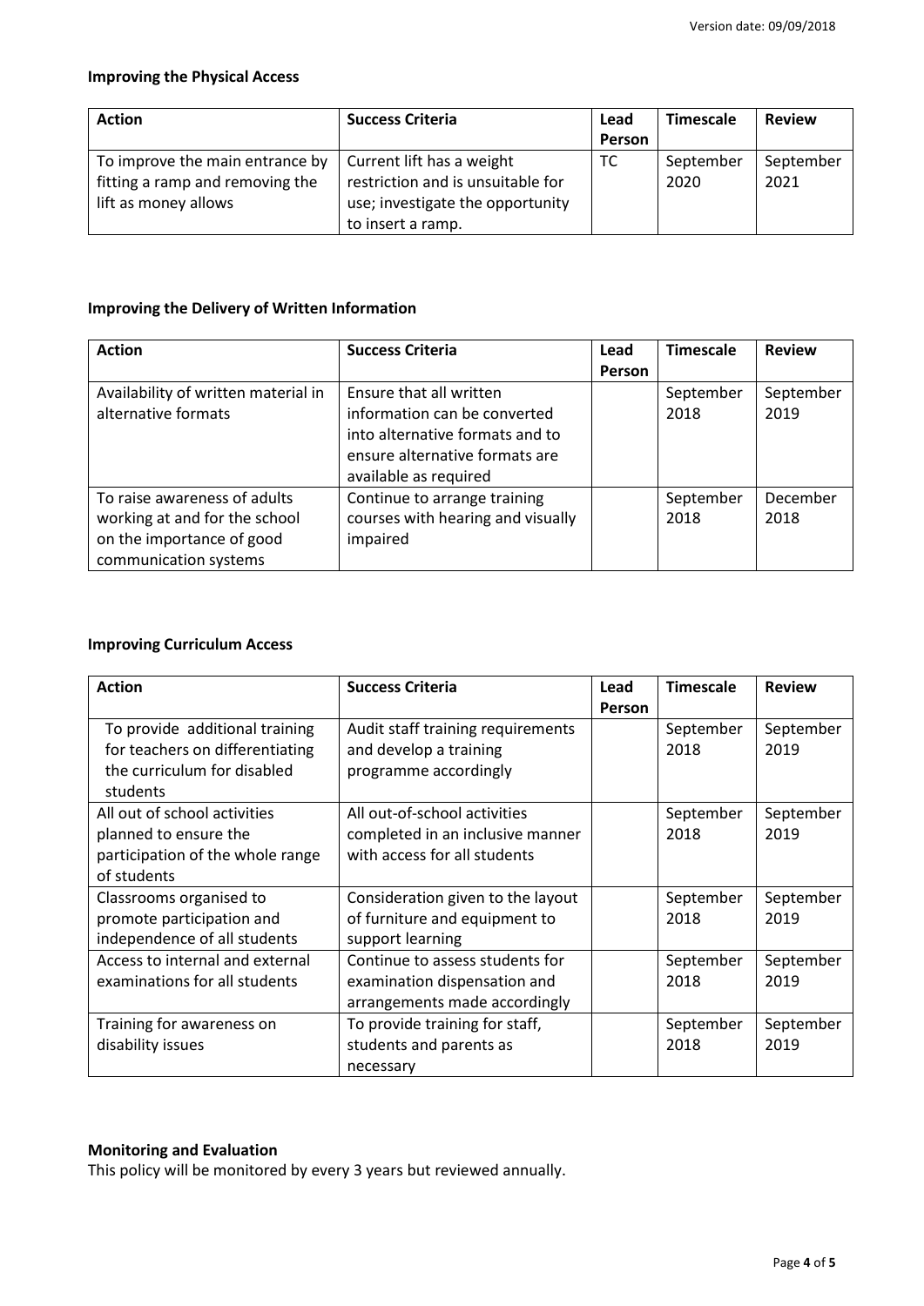**Improving the Physical Access**

| Action | Success Criteria | Lead Person | Timescale | Review |
|---|---|---|---|---|
| To improve the main entrance by fitting a ramp and removing the lift as money allows | Current lift has a weight restriction and is unsuitable for use; investigate the opportunity to insert a ramp. | TC | September 2020 | September 2021 |

**Improving the Delivery of Written Information**

| Action | Success Criteria | Lead Person | Timescale | Review |
|---|---|---|---|---|
| Availability of written material in alternative formats | Ensure that all written information can be converted into alternative formats and to ensure alternative formats are available as required | | September 2018 | September 2019 |
| To raise awareness of adults working at and for the school on the importance of good communication systems | Continue to arrange training courses with hearing and visually impaired | | September 2018 | December 2018 |

**Improving Curriculum Access**

| Action | Success Criteria | Lead Person | Timescale | Review |
|---|---|---|---|---|
| To provide additional training for teachers on differentiating the curriculum for disabled students | Audit staff training requirements and develop a training programme accordingly | | September 2018 | September 2019 |
| All out of school activities planned to ensure the participation of the whole range of students | All out-of-school activities completed in an inclusive manner with access for all students | | September 2018 | September 2019 |
| Classrooms organised to promote participation and independence of all students | Consideration given to the layout of furniture and equipment to support learning | | September 2018 | September 2019 |
| Access to internal and external examinations for all students | Continue to assess students for examination dispensation and arrangements made accordingly | | September 2018 | September 2019 |
| Training for awareness on disability issues | To provide training for staff, students and parents as necessary | | September 2018 | September 2019 |

**Monitoring and Evaluation**

This policy will be monitored by every 3 years but reviewed annually.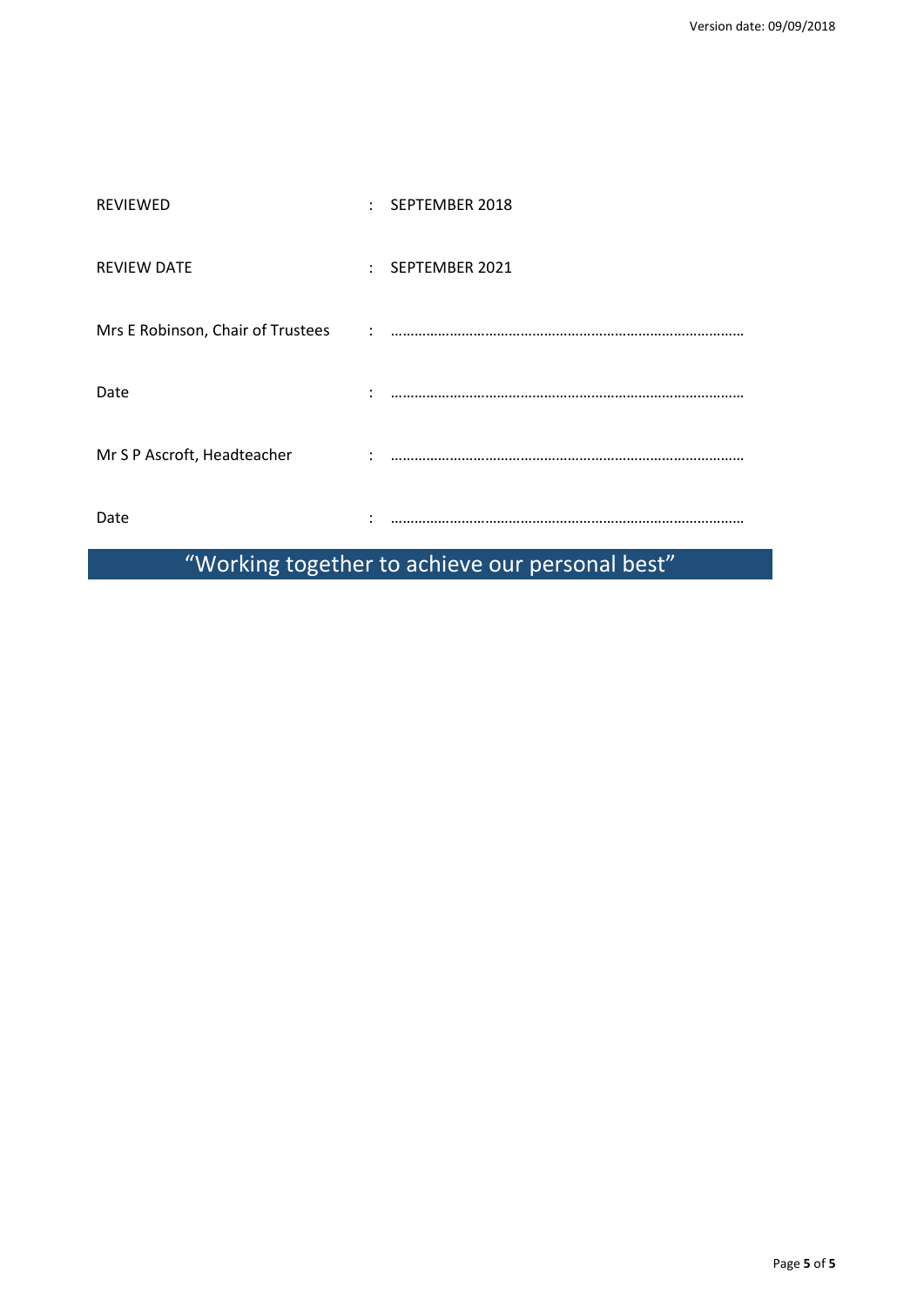| | | |
|---|---|---|
| REVIEWED | : | SEPTEMBER 2018 |
| REVIEW DATE | : | SEPTEMBER 2021 |
| Mrs E Robinson, Chair of Trustees | : | ……………………………………………………………………………… |
| Date | : | ……………………………………………………………………………… |
| Mr S P Ascroft, Headteacher | : | ……………………………………………………………………………… |
| Date | : | ……………………………………………………………………………… |

"Working together to achieve our personal best"